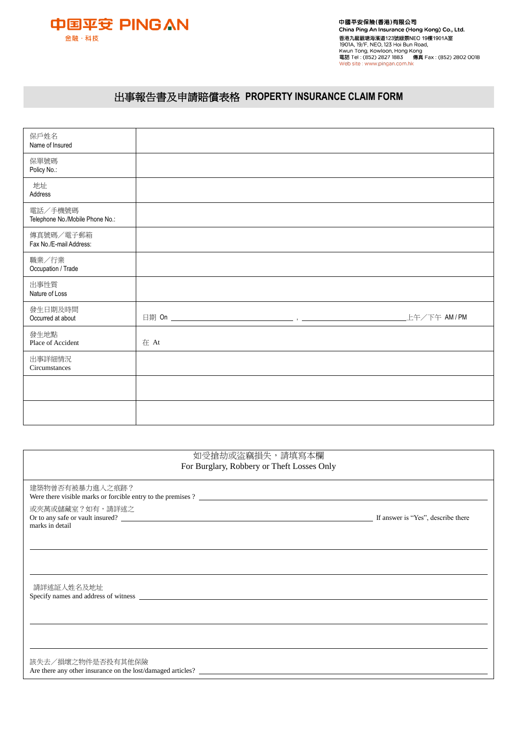中国平安 PING AN
金融 · 科技

**中國平安保險(香港)有限公司**
**China Ping An Insurance (Hong Kong) Co., Ltd.**
香港九龍觀塘海濱道123號綠景NEO 19樓1901A室
1901A, 19/F, NEO, 123 Hoi Bun Road,
Kwun Tong, Kowloon, Hong Kong
電話 Tel : (852) 2827 1883　　傳真 Fax : (852) 2802 0018
Web site : www.pingan.com.hk

# 出事報告書及申請賠償表格 PROPERTY INSURANCE CLAIM FORM

| | |
|---|---|
| 保戶姓名<br>Name of Insured | |
| 保單號碼<br>Policy No.: | |
| 地址<br>Address | |
| 電話／手機號碼<br>Telephone No./Mobile Phone No.: | |
| 傳真號碼／電子郵箱<br>Fax No./E-mail Address: | |
| 職業／行業<br>Occupation / Trade | |
| 出事性質<br>Nature of Loss | |
| 發生日期及時間<br>Occurred at about | 日期 On ______________________ , ______________________上午／下午 AM / PM |
| 發生地點<br>Place of Accident | 在 At |
| 出事詳細情況<br>Circumstances | |
| | |
| | |

## 如受搶劫或盜竊損失，請填寫本欄
## For Burglary, Robbery or Theft Losses Only

建築物曾否有被暴力進入之痕跡？
Were there visible marks or forcible entry to the premises ? ______________________________

或夾萬或儲藏室？如有，請詳述之
Or to any safe or vault insured? ______________________________ If answer is "Yes", describe there marks in detail

______________________________________________________________________

______________________________________________________________________

請詳述証人姓名及地址
Specify names and address of witness ______________________________

______________________________________________________________________

______________________________________________________________________

該失去／損壞之物件是否投有其他保險
Are there any other insurance on the lost/damaged articles? ______________________________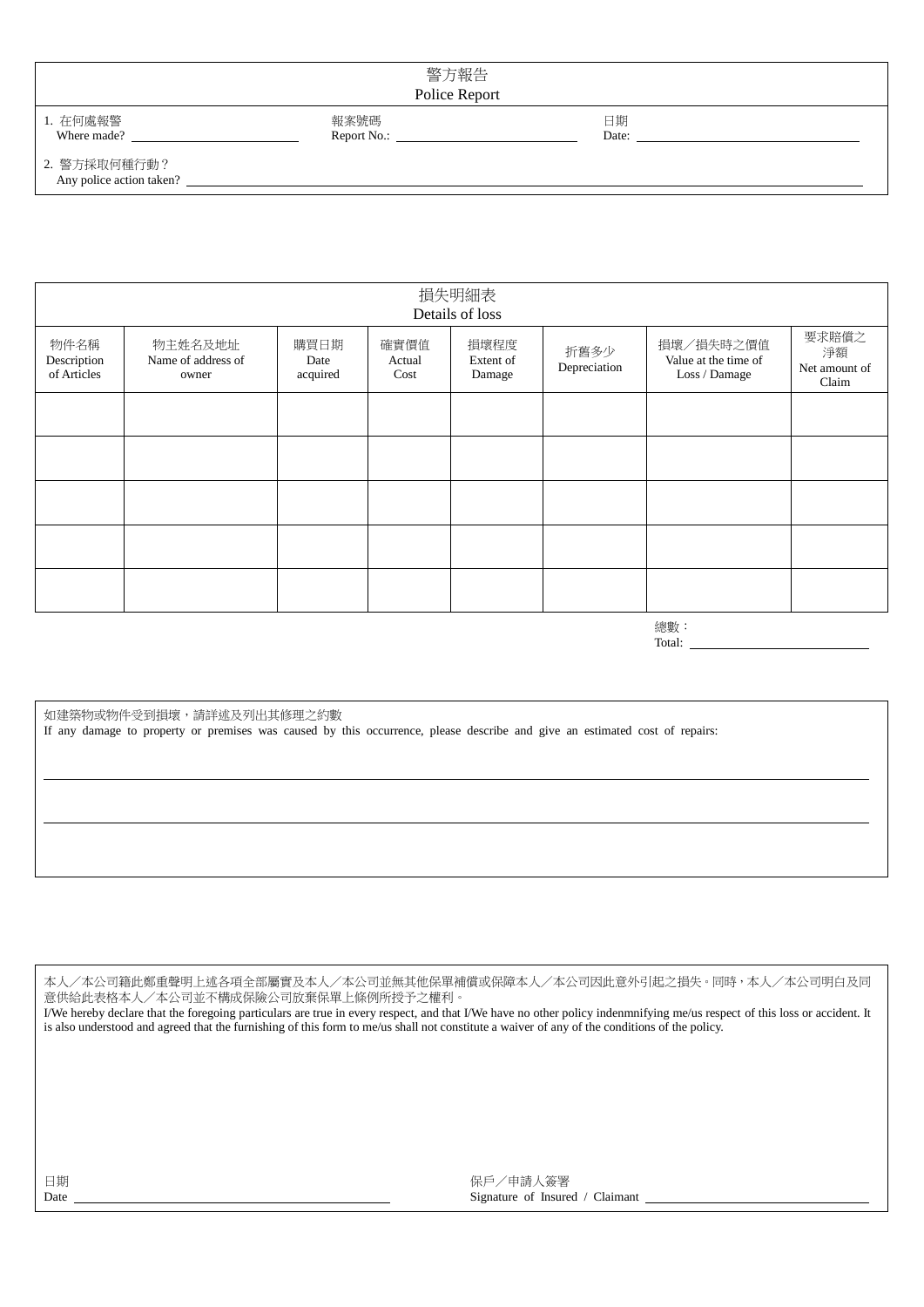## 警方報告
## Police Report

1. 在何處報警
Where made? ____________________ 報案號碼
Report No.: ____________________ 日期
Date: ____________________

2. 警方採取何種行動？
Any police action taken? ____________________

## 損失明細表
## Details of loss

| 物件名稱<br>Description of Articles | 物主姓名及地址<br>Name of address of owner | 購買日期<br>Date acquired | 確實價值<br>Actual Cost | 損壞程度<br>Extent of Damage | 折舊多少<br>Depreciation | 損壞／損失時之價值<br>Value at the time of Loss / Damage | 要求賠償之淨額<br>Net amount of Claim |
|---|---|---|---|---|---|---|---|
| | | | | | | | |
| | | | | | | | |
| | | | | | | | |
| | | | | | | | |
| | | | | | | | |

總數：
Total: ____________________

如建築物或物件受到損壞，請詳述及列出其修理之約數
If any damage to property or premises was caused by this occurrence, please describe and give an estimated cost of repairs:

____________________

____________________

本人／本公司籍此鄭重聲明上述各項全部屬實及本人／本公司並無其他保單補償或保障本人／本公司因此意外引起之損失。同時，本人／本公司明白及同意供給此表格本人／本公司並不構成保險公司放棄保單上條例所授予之權利。
I/We hereby declare that the foregoing particulars are true in every respect, and that I/We have no other policy indenmnifying me/us respect of this loss or accident. It is also understood and agreed that the furnishing of this form to me/us shall not constitute a waiver of any of the conditions of the policy.

日期
Date ____________________

保戶／申請人簽署
Signature of Insured / Claimant ____________________